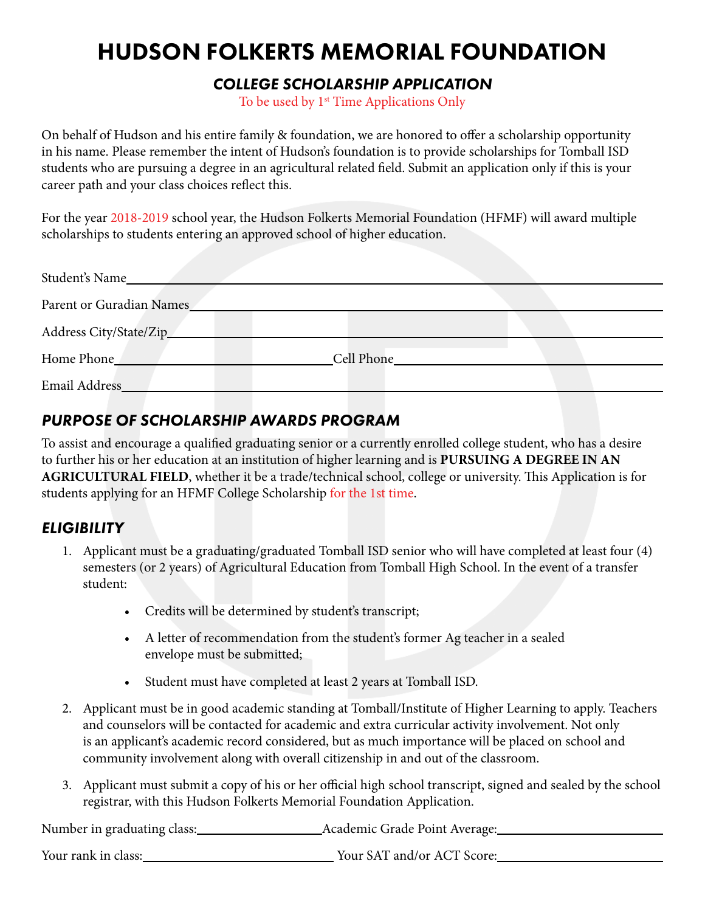# HUDSON FOLKERTS MEMORIAL FOUNDATION

## *COLLEGE SCHOLARSHIP APPLICATION*

To be used by 1st Time Applications Only

On behalf of Hudson and his entire family & foundation, we are honored to offer a scholarship opportunity in his name. Please remember the intent of Hudson's foundation is to provide scholarships for Tomball ISD students who are pursuing a degree in an agricultural related field. Submit an application only if this is your career path and your class choices reflect this.

For the year 2018-2019 school year, the Hudson Folkerts Memorial Foundation (HFMF) will award multiple scholarships to students entering an approved school of higher education.

Student's Name\_\_\_\_\_\_\_\_\_\_\_\_\_\_\_\_\_\_\_\_\_\_\_\_\_\_\_\_\_\_\_\_\_\_\_\_\_\_\_\_

Parent or Guradian Names\_\_\_\_\_\_\_\_\_\_\_\_\_\_\_\_\_\_\_\_\_\_\_\_\_\_\_\_\_\_\_\_\_\_

Address City/State/Zip\_\_\_\_\_\_\_\_\_\_\_\_\_\_\_\_\_\_\_\_\_\_\_\_\_\_\_\_\_\_\_\_\_\_\_\_

Home Phone\_\_\_\_\_\_\_\_\_\_\_\_\_\_\_\_\_\_\_\_ Cell Phone\_\_\_\_\_\_\_\_\_\_\_\_\_\_\_\_\_\_\_\_

Email Address\_\_\_\_\_\_\_\_\_\_\_\_\_\_\_\_\_\_\_\_\_\_\_\_\_\_\_\_\_\_\_\_\_\_\_\_\_\_\_\_

## *PURPOSE OF SCHOLARSHIP AWARDS PROGRAM*

To assist and encourage a qualified graduating senior or a currently enrolled college student, who has a desire to further his or her education at an institution of higher learning and is **PURSUING A DEGREE IN AN AGRICULTURAL FIELD**, whether it be a trade/technical school, college or university. This Application is for students applying for an HFMF College Scholarship for the 1st time.

## *ELIGIBILITY*

1. Applicant must be a graduating/graduated Tomball ISD senior who will have completed at least four (4) semesters (or 2 years) of Agricultural Education from Tomball High School. In the event of a transfer student:
   - Credits will be determined by student's transcript;
   - A letter of recommendation from the student's former Ag teacher in a sealed envelope must be submitted;
   - Student must have completed at least 2 years at Tomball ISD.
2. Applicant must be in good academic standing at Tomball/Institute of Higher Learning to apply. Teachers and counselors will be contacted for academic and extra curricular activity involvement. Not only is an applicant's academic record considered, but as much importance will be placed on school and community involvement along with overall citizenship in and out of the classroom.
3. Applicant must submit a copy of his or her official high school transcript, signed and sealed by the school registrar, with this Hudson Folkerts Memorial Foundation Application.

Number in graduating class:\_\_\_\_\_\_\_\_\_\_\_\_\_\_\_\_ Academic Grade Point Average:\_\_\_\_\_\_\_\_\_\_\_\_\_\_\_\_

Your rank in class:\_\_\_\_\_\_\_\_\_\_\_\_\_\_\_\_ Your SAT and/or ACT Score:\_\_\_\_\_\_\_\_\_\_\_\_\_\_\_\_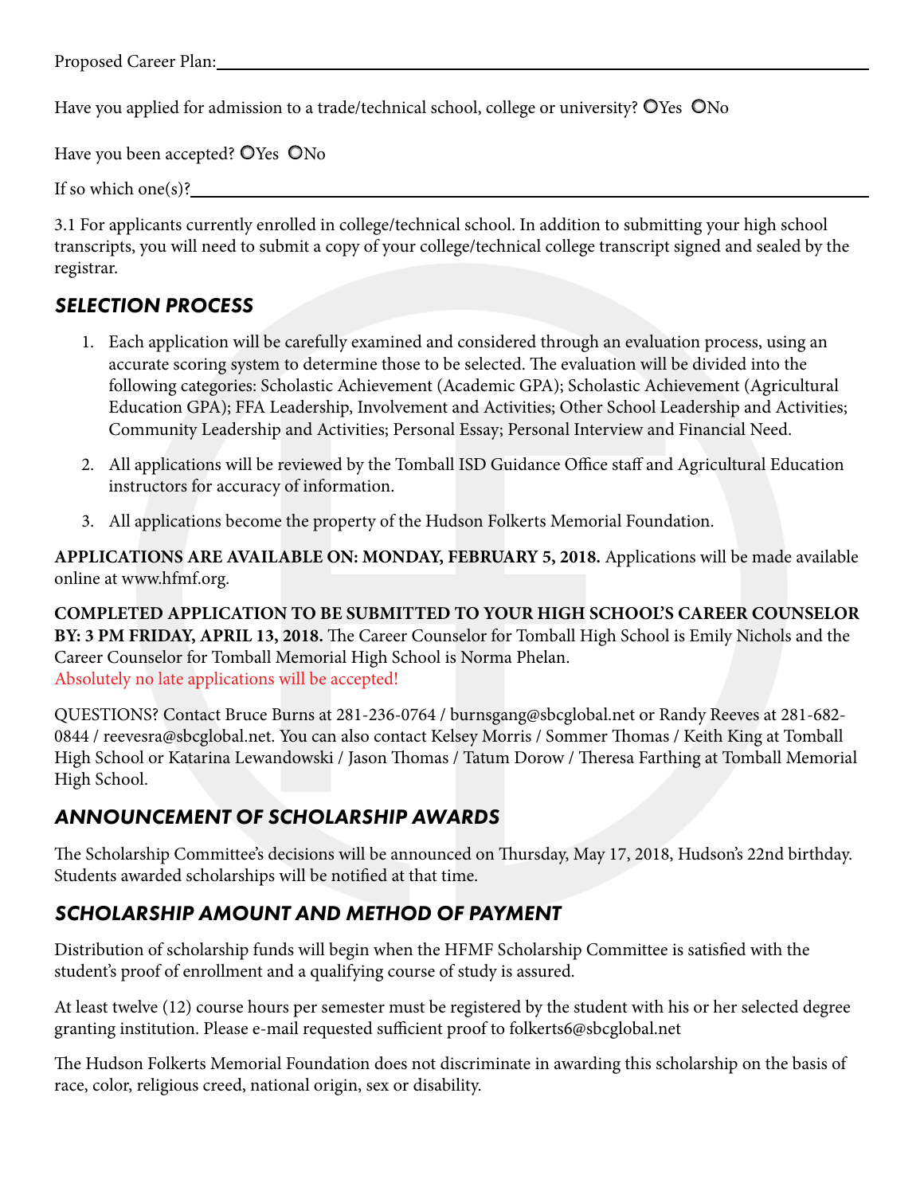Proposed Career Plan:\_\_\_\_\_\_\_\_\_\_\_\_\_\_\_\_\_\_\_\_\_\_\_\_\_\_\_\_\_\_\_\_\_\_\_\_\_\_\_\_

Have you applied for admission to a trade/technical school, college or university? ○Yes ○No

Have you been accepted? ○Yes ○No

If so which one(s)?\_\_\_\_\_\_\_\_\_\_\_\_\_\_\_\_\_\_\_\_\_\_\_\_\_\_\_\_\_\_\_\_\_\_\_\_\_\_\_\_

3.1 For applicants currently enrolled in college/technical school. In addition to submitting your high school transcripts, you will need to submit a copy of your college/technical college transcript signed and sealed by the registrar.

## *SELECTION PROCESS*

1. Each application will be carefully examined and considered through an evaluation process, using an accurate scoring system to determine those to be selected. The evaluation will be divided into the following categories: Scholastic Achievement (Academic GPA); Scholastic Achievement (Agricultural Education GPA); FFA Leadership, Involvement and Activities; Other School Leadership and Activities; Community Leadership and Activities; Personal Essay; Personal Interview and Financial Need.
2. All applications will be reviewed by the Tomball ISD Guidance Office staff and Agricultural Education instructors for accuracy of information.
3. All applications become the property of the Hudson Folkerts Memorial Foundation.

**APPLICATIONS ARE AVAILABLE ON: MONDAY, FEBRUARY 5, 2018.** Applications will be made available online at www.hfmf.org.

**COMPLETED APPLICATION TO BE SUBMITTED TO YOUR HIGH SCHOOL'S CAREER COUNSELOR BY: 3 PM FRIDAY, APRIL 13, 2018.** The Career Counselor for Tomball High School is Emily Nichols and the Career Counselor for Tomball Memorial High School is Norma Phelan.
Absolutely no late applications will be accepted!

QUESTIONS? Contact Bruce Burns at 281-236-0764 / burnsgang@sbcglobal.net or Randy Reeves at 281-682-0844 / reevesra@sbcglobal.net. You can also contact Kelsey Morris / Sommer Thomas / Keith King at Tomball High School or Katarina Lewandowski / Jason Thomas / Tatum Dorow / Theresa Farthing at Tomball Memorial High School.

## *ANNOUNCEMENT OF SCHOLARSHIP AWARDS*

The Scholarship Committee's decisions will be announced on Thursday, May 17, 2018, Hudson's 22nd birthday. Students awarded scholarships will be notified at that time.

## *SCHOLARSHIP AMOUNT AND METHOD OF PAYMENT*

Distribution of scholarship funds will begin when the HFMF Scholarship Committee is satisfied with the student's proof of enrollment and a qualifying course of study is assured.

At least twelve (12) course hours per semester must be registered by the student with his or her selected degree granting institution. Please e-mail requested sufficient proof to folkerts6@sbcglobal.net

The Hudson Folkerts Memorial Foundation does not discriminate in awarding this scholarship on the basis of race, color, religious creed, national origin, sex or disability.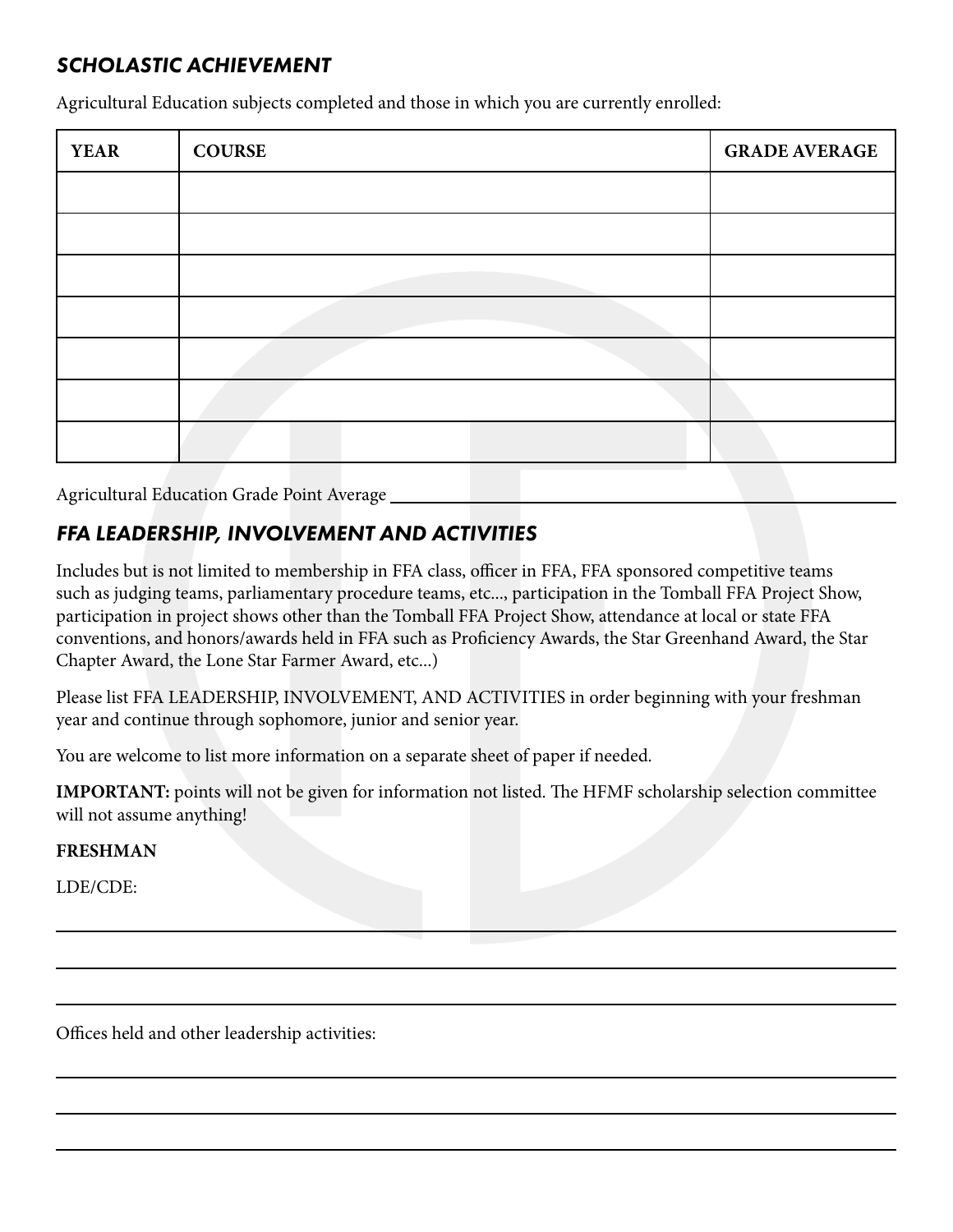### *SCHOLASTIC ACHIEVEMENT*

Agricultural Education subjects completed and those in which you are currently enrolled:

| YEAR | COURSE | GRADE AVERAGE |
| --- | --- | --- |
| | | |
| | | |
| | | |
| | | |
| | | |
| | | |
| | | |

Agricultural Education Grade Point Average ______________________________

### *FFA LEADERSHIP, INVOLVEMENT AND ACTIVITIES*

Includes but is not limited to membership in FFA class, officer in FFA, FFA sponsored competitive teams such as judging teams, parliamentary procedure teams, etc..., participation in the Tomball FFA Project Show, participation in project shows other than the Tomball FFA Project Show, attendance at local or state FFA conventions, and honors/awards held in FFA such as Proficiency Awards, the Star Greenhand Award, the Star Chapter Award, the Lone Star Farmer Award, etc...)

Please list FFA LEADERSHIP, INVOLVEMENT, AND ACTIVITIES in order beginning with your freshman year and continue through sophomore, junior and senior year.

You are welcome to list more information on a separate sheet of paper if needed.

**IMPORTANT:** points will not be given for information not listed. The HFMF scholarship selection committee will not assume anything!

**FRESHMAN**

LDE/CDE:

______________________________

______________________________

______________________________

Offices held and other leadership activities:

______________________________

______________________________

______________________________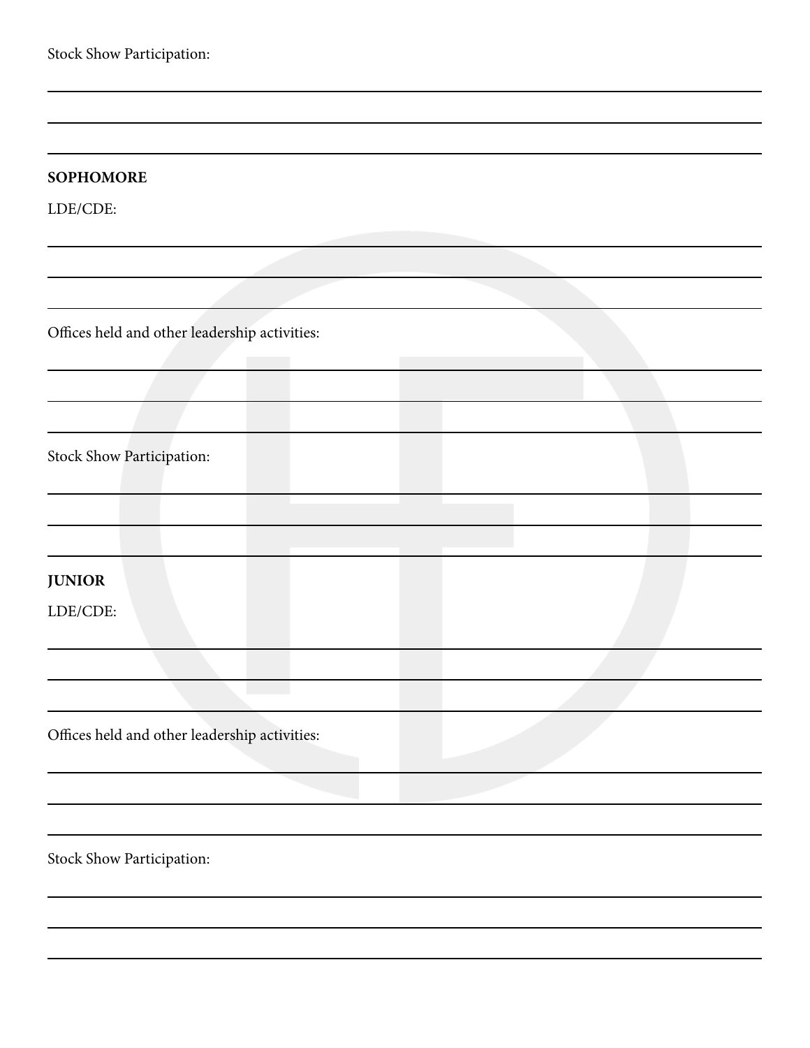Stock Show Participation:

______________________________________________________________________________

______________________________________________________________________________

______________________________________________________________________________

**SOPHOMORE**

LDE/CDE:

______________________________________________________________________________

______________________________________________________________________________

______________________________________________________________________________

Offices held and other leadership activities:

______________________________________________________________________________

______________________________________________________________________________

______________________________________________________________________________

Stock Show Participation:

______________________________________________________________________________

______________________________________________________________________________

______________________________________________________________________________

**JUNIOR**

LDE/CDE:

______________________________________________________________________________

______________________________________________________________________________

______________________________________________________________________________

Offices held and other leadership activities:

______________________________________________________________________________

______________________________________________________________________________

______________________________________________________________________________

Stock Show Participation:

______________________________________________________________________________

______________________________________________________________________________

______________________________________________________________________________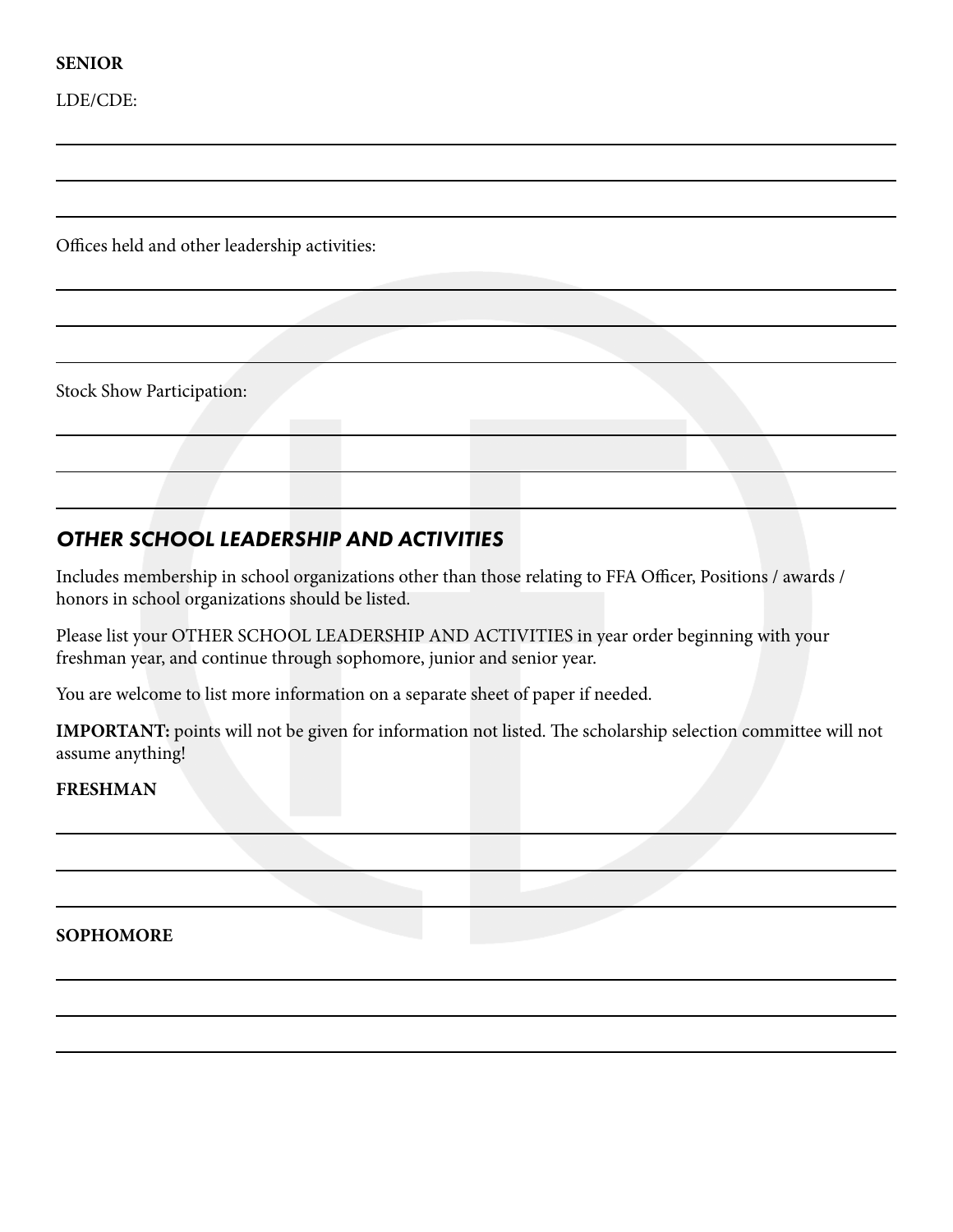**SENIOR**

LDE/CDE:

Offices held and other leadership activities:

Stock Show Participation:

## *OTHER SCHOOL LEADERSHIP AND ACTIVITIES*

Includes membership in school organizations other than those relating to FFA Officer, Positions / awards / honors in school organizations should be listed.

Please list your OTHER SCHOOL LEADERSHIP AND ACTIVITIES in year order beginning with your freshman year, and continue through sophomore, junior and senior year.

You are welcome to list more information on a separate sheet of paper if needed.

**IMPORTANT:** points will not be given for information not listed. The scholarship selection committee will not assume anything!

**FRESHMAN**

**SOPHOMORE**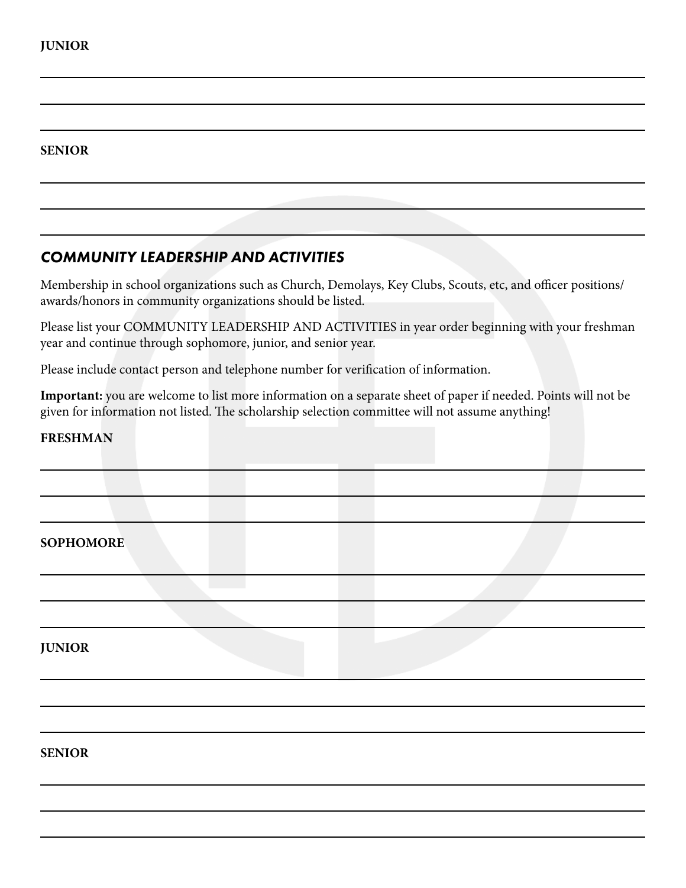**JUNIOR**

**SENIOR**

## *COMMUNITY LEADERSHIP AND ACTIVITIES*

Membership in school organizations such as Church, Demolays, Key Clubs, Scouts, etc, and officer positions/awards/honors in community organizations should be listed.

Please list your COMMUNITY LEADERSHIP AND ACTIVITIES in year order beginning with your freshman year and continue through sophomore, junior, and senior year.

Please include contact person and telephone number for verification of information.

**Important:** you are welcome to list more information on a separate sheet of paper if needed. Points will not be given for information not listed. The scholarship selection committee will not assume anything!

**FRESHMAN**

**SOPHOMORE**

**JUNIOR**

**SENIOR**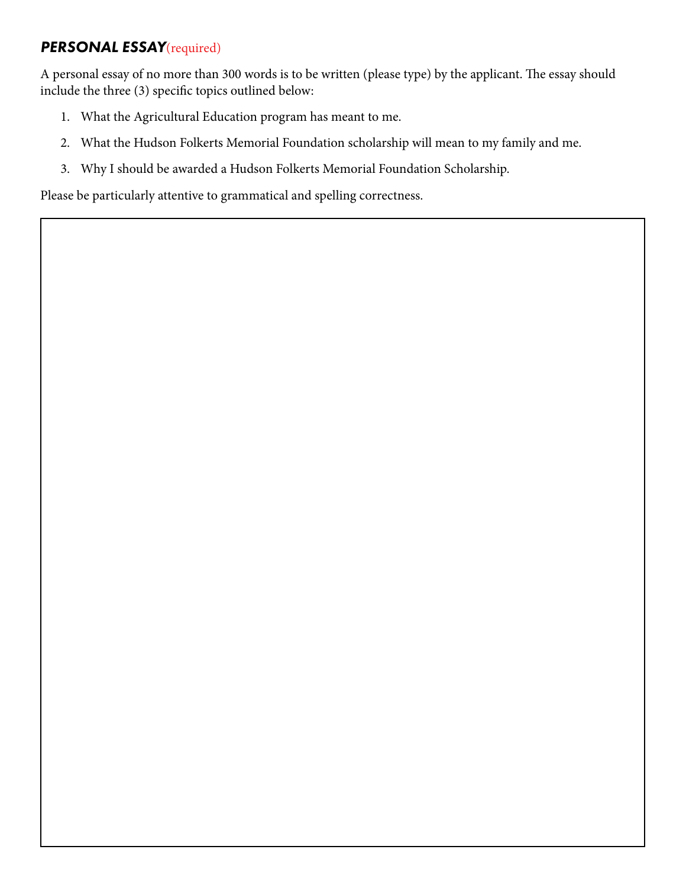## ***PERSONAL ESSAY***(required)

A personal essay of no more than 300 words is to be written (please type) by the applicant. The essay should include the three (3) specific topics outlined below:

1. What the Agricultural Education program has meant to me.
2. What the Hudson Folkerts Memorial Foundation scholarship will mean to my family and me.
3. Why I should be awarded a Hudson Folkerts Memorial Foundation Scholarship.

Please be particularly attentive to grammatical and spelling correctness.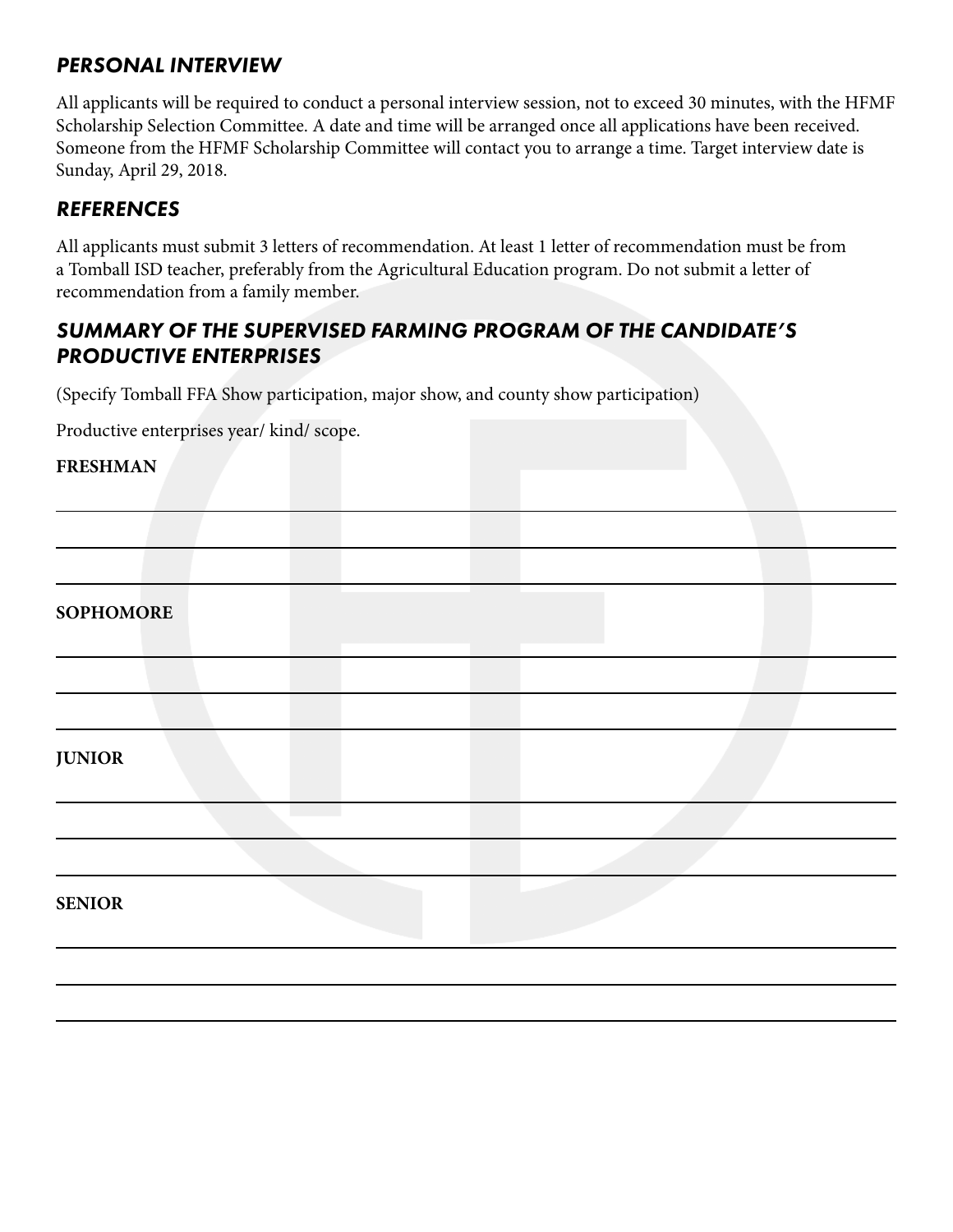## *PERSONAL INTERVIEW*

All applicants will be required to conduct a personal interview session, not to exceed 30 minutes, with the HFMF Scholarship Selection Committee. A date and time will be arranged once all applications have been received. Someone from the HFMF Scholarship Committee will contact you to arrange a time. Target interview date is Sunday, April 29, 2018.

## *REFERENCES*

All applicants must submit 3 letters of recommendation. At least 1 letter of recommendation must be from a Tomball ISD teacher, preferably from the Agricultural Education program. Do not submit a letter of recommendation from a family member.

## *SUMMARY OF THE SUPERVISED FARMING PROGRAM OF THE CANDIDATE'S PRODUCTIVE ENTERPRISES*

(Specify Tomball FFA Show participation, major show, and county show participation)

Productive enterprises year/ kind/ scope.

**FRESHMAN**

______________________________________________________________________________

______________________________________________________________________________

______________________________________________________________________________

**SOPHOMORE**

______________________________________________________________________________

______________________________________________________________________________

______________________________________________________________________________

**JUNIOR**

______________________________________________________________________________

______________________________________________________________________________

______________________________________________________________________________

**SENIOR**

______________________________________________________________________________

______________________________________________________________________________

______________________________________________________________________________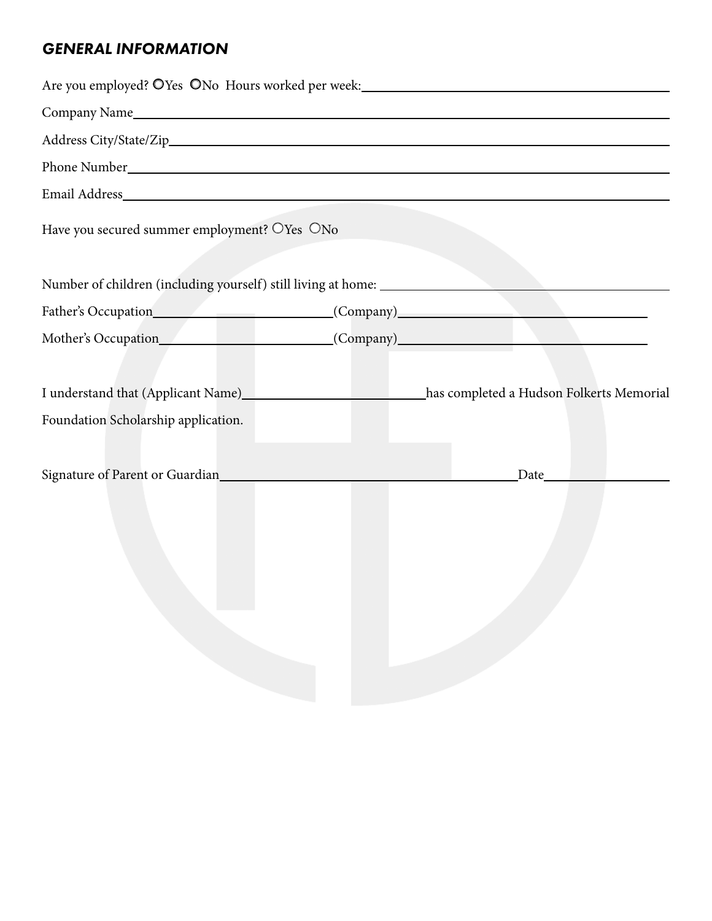## *GENERAL INFORMATION*

Are you employed? ○Yes ○No Hours worked per week:\_\_\_\_\_\_\_\_\_\_\_\_\_\_\_\_\_\_\_\_\_\_\_\_\_\_\_\_\_\_

Company Name\_\_\_\_\_\_\_\_\_\_\_\_\_\_\_\_\_\_\_\_\_\_\_\_\_\_\_\_\_\_\_\_\_\_\_\_\_\_\_\_\_\_\_\_\_\_\_\_\_\_\_\_

Address City/State/Zip\_\_\_\_\_\_\_\_\_\_\_\_\_\_\_\_\_\_\_\_\_\_\_\_\_\_\_\_\_\_\_\_\_\_\_\_\_\_\_\_\_\_\_\_\_\_

Phone Number\_\_\_\_\_\_\_\_\_\_\_\_\_\_\_\_\_\_\_\_\_\_\_\_\_\_\_\_\_\_\_\_\_\_\_\_\_\_\_\_\_\_\_\_\_\_\_\_\_\_\_\_

Email Address\_\_\_\_\_\_\_\_\_\_\_\_\_\_\_\_\_\_\_\_\_\_\_\_\_\_\_\_\_\_\_\_\_\_\_\_\_\_\_\_\_\_\_\_\_\_\_\_\_\_\_\_

Have you secured summer employment? ○Yes ○No

Number of children (including yourself) still living at home: \_\_\_\_\_\_\_\_\_\_\_\_\_\_\_\_\_\_\_\_\_\_\_\_\_\_

Father's Occupation\_\_\_\_\_\_\_\_\_\_\_\_\_\_\_\_\_\_\_\_(Company)\_\_\_\_\_\_\_\_\_\_\_\_\_\_\_\_\_\_\_\_\_\_\_\_

Mother's Occupation\_\_\_\_\_\_\_\_\_\_\_\_\_\_\_\_\_\_\_\_(Company)\_\_\_\_\_\_\_\_\_\_\_\_\_\_\_\_\_\_\_\_\_\_\_\_

I understand that (Applicant Name)\_\_\_\_\_\_\_\_\_\_\_\_\_\_\_\_\_\_\_\_has completed a Hudson Folkerts Memorial Foundation Scholarship application.

Signature of Parent or Guardian\_\_\_\_\_\_\_\_\_\_\_\_\_\_\_\_\_\_\_\_\_\_\_\_\_\_\_\_\_\_\_\_Date\_\_\_\_\_\_\_\_\_\_\_\_\_\_